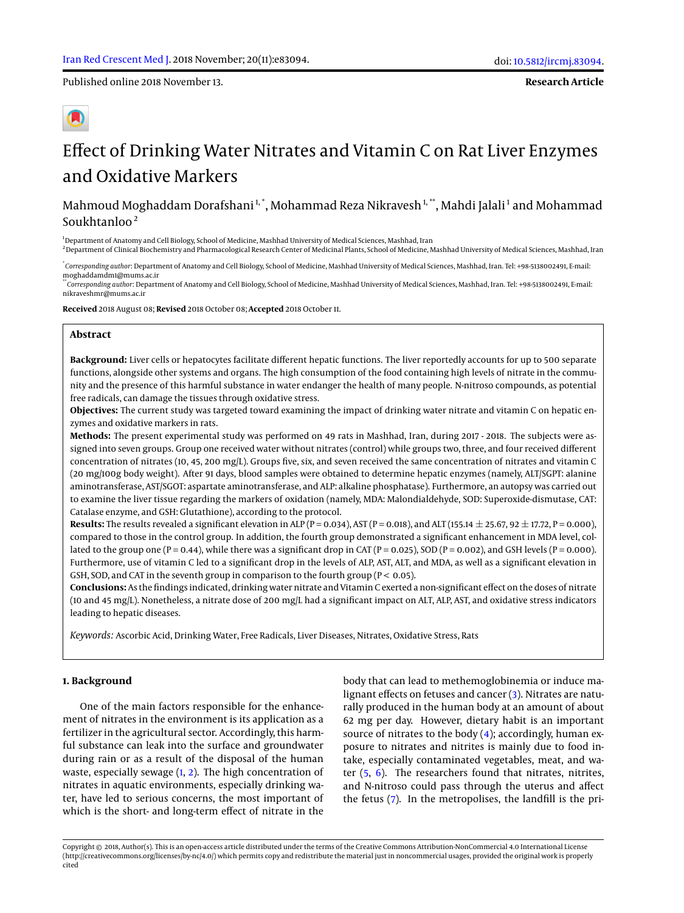Published online 2018 November 13.

**Research Article**

# Effect of Drinking Water Nitrates and Vitamin C on Rat Liver Enzymes and Oxidative Markers

Mahmoud Moghaddam Dorafshani[1, *], Mohammad Reza Nikravesh[1, **], Mahdi Jalali[1] and Mohammad Soukhtanloo[2]

[1]Department of Anatomy and Cell Biology, School of Medicine, Mashhad University of Medical Sciences, Mashhad, Iran
[2]Department of Clinical Biochemistry and Pharmacological Research Center of Medicinal Plants, School of Medicine, Mashhad University of Medical Sciences, Mashhad, Iran

[*]*Corresponding author*: Department of Anatomy and Cell Biology, School of Medicine, Mashhad University of Medical Sciences, Mashhad, Iran. Tel: +98-5138002491, E-mail: moghaddamdm1@mums.ac.ir
[**]*Corresponding author*: Department of Anatomy and Cell Biology, School of Medicine, Mashhad University of Medical Sciences, Mashhad, Iran. Tel: +98-5138002491, E-mail: nikraveshmr@mums.ac.ir

**Received** 2018 August 08; **Revised** 2018 October 08; **Accepted** 2018 October 11.

## Abstract

**Background:** Liver cells or hepatocytes facilitate different hepatic functions. The liver reportedly accounts for up to 500 separate functions, alongside other systems and organs. The high consumption of the food containing high levels of nitrate in the community and the presence of this harmful substance in water endanger the health of many people. N-nitroso compounds, as potential free radicals, can damage the tissues through oxidative stress.

**Objectives:** The current study was targeted toward examining the impact of drinking water nitrate and vitamin C on hepatic enzymes and oxidative markers in rats.

**Methods:** The present experimental study was performed on 49 rats in Mashhad, Iran, during 2017 - 2018. The subjects were assigned into seven groups. Group one received water without nitrates (control) while groups two, three, and four received different concentration of nitrates (10, 45, 200 mg/L). Groups five, six, and seven received the same concentration of nitrates and vitamin C (20 mg/100g body weight). After 91 days, blood samples were obtained to determine hepatic enzymes (namely, ALT/SGPT: alanine aminotransferase, AST/SGOT: aspartate aminotransferase, and ALP: alkaline phosphatase). Furthermore, an autopsy was carried out to examine the liver tissue regarding the markers of oxidation (namely, MDA: Malondialdehyde, SOD: Superoxide-dismutase, CAT: Catalase enzyme, and GSH: Glutathione), according to the protocol.

**Results:** The results revealed a significant elevation in ALP (P = 0.034), AST (P = 0.018), and ALT (155.14 ± 25.67, 92 ± 17.72, P = 0.000), compared to those in the control group. In addition, the fourth group demonstrated a significant enhancement in MDA level, collated to the group one (P = 0.44), while there was a significant drop in CAT (P = 0.025), SOD (P = 0.002), and GSH levels (P = 0.000). Furthermore, use of vitamin C led to a significant drop in the levels of ALP, AST, ALT, and MDA, as well as a significant elevation in GSH, SOD, and CAT in the seventh group in comparison to the fourth group (P < 0.05).

**Conclusions:** As the findings indicated, drinking water nitrate and Vitamin C exerted a non-significant effect on the doses of nitrate (10 and 45 mg/L). Nonetheless, a nitrate dose of 200 mg/L had a significant impact on ALT, ALP, AST, and oxidative stress indicators leading to hepatic diseases.

*Keywords:* Ascorbic Acid, Drinking Water, Free Radicals, Liver Diseases, Nitrates, Oxidative Stress, Rats

## 1. Background

One of the main factors responsible for the enhancement of nitrates in the environment is its application as a fertilizer in the agricultural sector. Accordingly, this harmful substance can leak into the surface and groundwater during rain or as a result of the disposal of the human waste, especially sewage (1, 2). The high concentration of nitrates in aquatic environments, especially drinking water, have led to serious concerns, the most important of which is the short- and long-term effect of nitrate in the body that can lead to methemoglobinemia or induce malignant effects on fetuses and cancer (3). Nitrates are naturally produced in the human body at an amount of about 62 mg per day. However, dietary habit is an important source of nitrates to the body (4); accordingly, human exposure to nitrates and nitrites is mainly due to food intake, especially contaminated vegetables, meat, and water (5, 6). The researchers found that nitrates, nitrites, and N-nitroso could pass through the uterus and affect the fetus (7). In the metropolises, the landfill is the pri-

Copyright © 2018, Author(s). This is an open-access article distributed under the terms of the Creative Commons Attribution-NonCommercial 4.0 International License (http://creativecommons.org/licenses/by-nc/4.0/) which permits copy and redistribute the material just in noncommercial usages, provided the original work is properly cited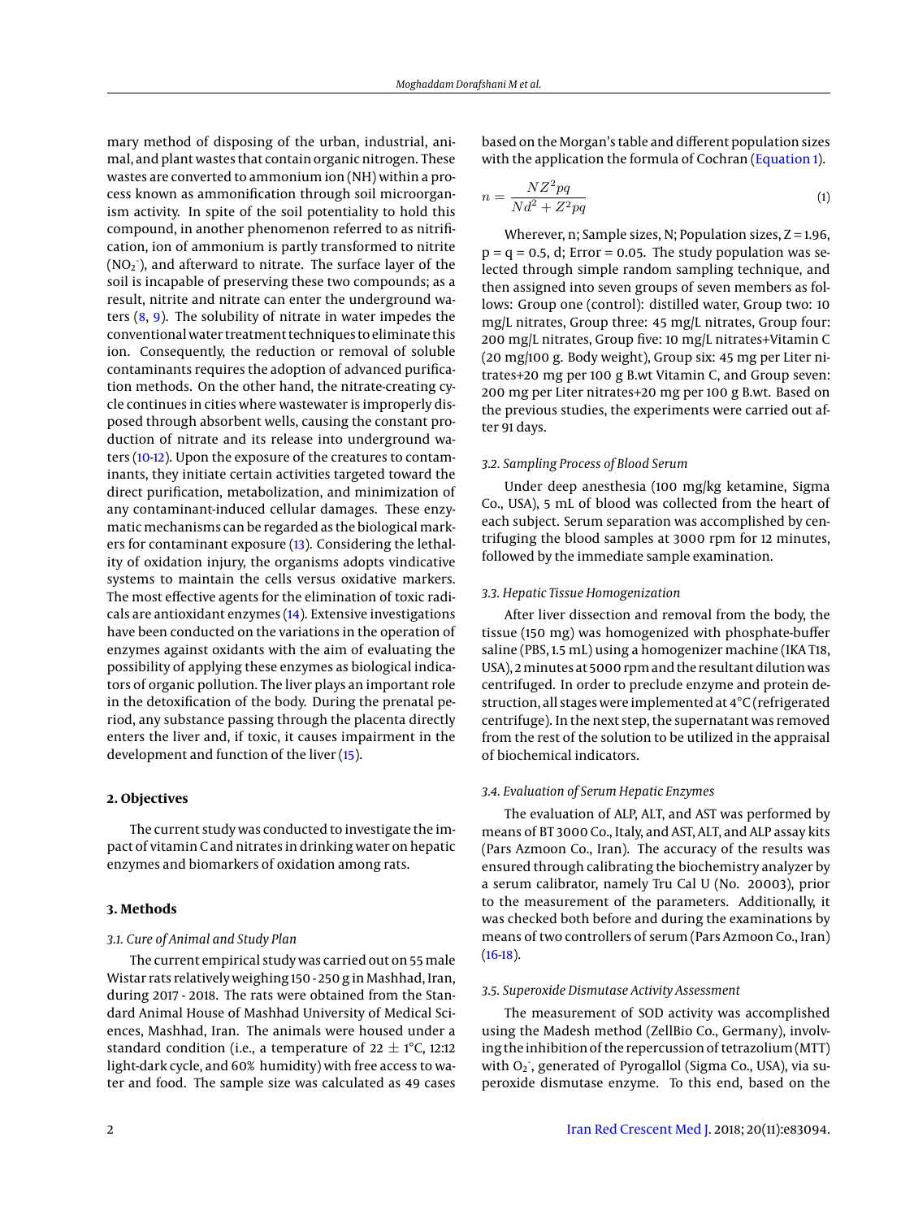mary method of disposing of the urban, industrial, animal, and plant wastes that contain organic nitrogen. These wastes are converted to ammonium ion (NH) within a process known as ammonification through soil microorganism activity. In spite of the soil potentiality to hold this compound, in another phenomenon referred to as nitrification, ion of ammonium is partly transformed to nitrite ($NO_2^-$), and afterward to nitrate. The surface layer of the soil is incapable of preserving these two compounds; as a result, nitrite and nitrate can enter the underground waters (8, 9). The solubility of nitrate in water impedes the conventional water treatment techniques to eliminate this ion. Consequently, the reduction or removal of soluble contaminants requires the adoption of advanced purification methods. On the other hand, the nitrate-creating cycle continues in cities where wastewater is improperly disposed through absorbent wells, causing the constant production of nitrate and its release into underground waters (10-12). Upon the exposure of the creatures to contaminants, they initiate certain activities targeted toward the direct purification, metabolization, and minimization of any contaminant-induced cellular damages. These enzymatic mechanisms can be regarded as the biological markers for contaminant exposure (13). Considering the lethality of oxidation injury, the organisms adopts vindicative systems to maintain the cells versus oxidative markers. The most effective agents for the elimination of toxic radicals are antioxidant enzymes (14). Extensive investigations have been conducted on the variations in the operation of enzymes against oxidants with the aim of evaluating the possibility of applying these enzymes as biological indicators of organic pollution. The liver plays an important role in the detoxification of the body. During the prenatal period, any substance passing through the placenta directly enters the liver and, if toxic, it causes impairment in the development and function of the liver (15).

## 2. Objectives

The current study was conducted to investigate the impact of vitamin C and nitrates in drinking water on hepatic enzymes and biomarkers of oxidation among rats.

## 3. Methods

### 3.1. Cure of Animal and Study Plan

The current empirical study was carried out on 55 male Wistar rats relatively weighing 150 - 250 g in Mashhad, Iran, during 2017 - 2018. The rats were obtained from the Standard Animal House of Mashhad University of Medical Sciences, Mashhad, Iran. The animals were housed under a standard condition (i.e., a temperature of 22 ± 1°C, 12:12 light-dark cycle, and 60% humidity) with free access to water and food. The sample size was calculated as 49 cases based on the Morgan's table and different population sizes with the application the formula of Cochran (Equation 1).

$$n = \frac{NZ^2pq}{Nd^2 + Z^2pq} \quad (1)$$

Wherever, n; Sample sizes, N; Population sizes, Z = 1.96, p = q = 0.5, d; Error = 0.05. The study population was selected through simple random sampling technique, and then assigned into seven groups of seven members as follows: Group one (control): distilled water, Group two: 10 mg/L nitrates, Group three: 45 mg/L nitrates, Group four: 200 mg/L nitrates, Group five: 10 mg/L nitrates+Vitamin C (20 mg/100 g. Body weight), Group six: 45 mg per Liter nitrates+20 mg per 100 g B.wt Vitamin C, and Group seven: 200 mg per Liter nitrates+20 mg per 100 g B.wt. Based on the previous studies, the experiments were carried out after 91 days.

### 3.2. Sampling Process of Blood Serum

Under deep anesthesia (100 mg/kg ketamine, Sigma Co., USA), 5 mL of blood was collected from the heart of each subject. Serum separation was accomplished by centrifuging the blood samples at 3000 rpm for 12 minutes, followed by the immediate sample examination.

### 3.3. Hepatic Tissue Homogenization

After liver dissection and removal from the body, the tissue (150 mg) was homogenized with phosphate-buffer saline (PBS, 1.5 mL) using a homogenizer machine (IKA T18, USA), 2 minutes at 5000 rpm and the resultant dilution was centrifuged. In order to preclude enzyme and protein destruction, all stages were implemented at 4°C (refrigerated centrifuge). In the next step, the supernatant was removed from the rest of the solution to be utilized in the appraisal of biochemical indicators.

### 3.4. Evaluation of Serum Hepatic Enzymes

The evaluation of ALP, ALT, and AST was performed by means of BT 3000 Co., Italy, and AST, ALT, and ALP assay kits (Pars Azmoon Co., Iran). The accuracy of the results was ensured through calibrating the biochemistry analyzer by a serum calibrator, namely Tru Cal U (No. 20003), prior to the measurement of the parameters. Additionally, it was checked both before and during the examinations by means of two controllers of serum (Pars Azmoon Co., Iran) (16-18).

### 3.5. Superoxide Dismutase Activity Assessment

The measurement of SOD activity was accomplished using the Madesh method (ZellBio Co., Germany), involving the inhibition of the repercussion of tetrazolium (MTT) with $O_2^-$, generated of Pyrogallol (Sigma Co., USA), via superoxide dismutase enzyme. To this end, based on the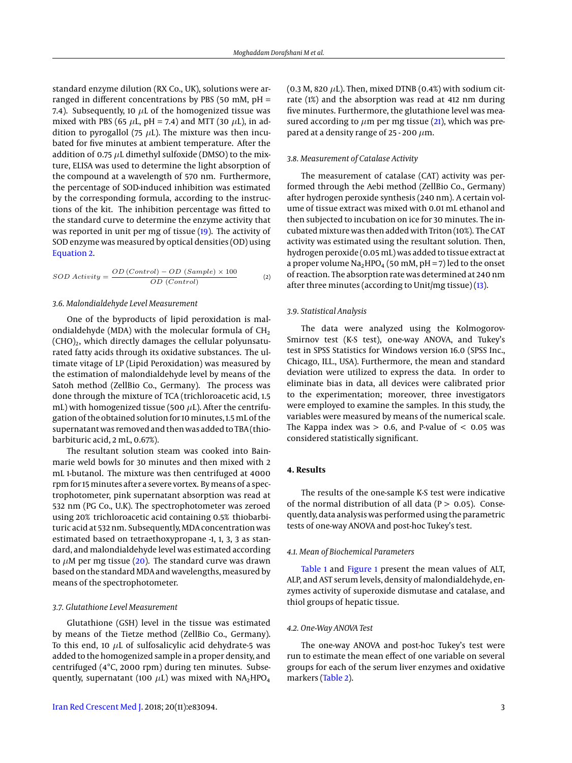standard enzyme dilution (RX Co., UK), solutions were arranged in different concentrations by PBS (50 mM, pH = 7.4). Subsequently, 10 $\mu$L of the homogenized tissue was mixed with PBS (65 $\mu$L, pH = 7.4) and MTT (30 $\mu$L), in addition to pyrogallol (75 $\mu$L). The mixture was then incubated for five minutes at ambient temperature. After the addition of 0.75 $\mu$L dimethyl sulfoxide (DMSO) to the mixture, ELISA was used to determine the light absorption of the compound at a wavelength of 570 nm. Furthermore, the percentage of SOD-induced inhibition was estimated by the corresponding formula, according to the instructions of the kit. The inhibition percentage was fitted to the standard curve to determine the enzyme activity that was reported in unit per mg of tissue (19). The activity of SOD enzyme was measured by optical densities (OD) using Equation 2.

$$SOD\ Activity = \frac{OD\ (Control) - OD\ (Sample) \times 100}{OD\ (Control)} \quad (2)$$

### 3.6. Malondialdehyde Level Measurement

One of the byproducts of lipid peroxidation is malondialdehyde (MDA) with the molecular formula of $CH_2(CHO)_2$, which directly damages the cellular polyunsaturated fatty acids through its oxidative substances. The ultimate vitage of LP (Lipid Peroxidation) was measured by the estimation of malondialdehyde level by means of the Satoh method (ZellBio Co., Germany). The process was done through the mixture of TCA (trichloroacetic acid, 1.5 mL) with homogenized tissue (500 $\mu$L). After the centrifugation of the obtained solution for 10 minutes, 1.5 mL of the supernatant was removed and then was added to TBA (thiobarbituric acid, 2 mL, 0.67%).

The resultant solution steam was cooked into Bain-marie weld bowls for 30 minutes and then mixed with 2 mL 1-butanol. The mixture was then centrifuged at 4000 rpm for 15 minutes after a severe vortex. By means of a spectrophotometer, pink supernatant absorption was read at 532 nm (PG Co., U.K). The spectrophotometer was zeroed using 20% trichloroacetic acid containing 0.5% thiobarbituric acid at 532 nm. Subsequently, MDA concentration was estimated based on tetraethoxypropane -1, 1, 3, 3 as standard, and malondialdehyde level was estimated according to $\mu$M per mg tissue (20). The standard curve was drawn based on the standard MDA and wavelengths, measured by means of the spectrophotometer.

### 3.7. Glutathione Level Measurement

Glutathione (GSH) level in the tissue was estimated by means of the Tietze method (ZellBio Co., Germany). To this end, 10 $\mu$L of sulfosalicylic acid dehydrate-5 was added to the homogenized sample in a proper density, and centrifuged (4°C, 2000 rpm) during ten minutes. Subsequently, supernatant (100 $\mu$L) was mixed with $NA_2HPO_4$ (0.3 M, 820 $\mu$L). Then, mixed DTNB (0.4%) with sodium citrate (1%) and the absorption was read at 412 nm during five minutes. Furthermore, the glutathione level was measured according to $\mu$m per mg tissue (21), which was prepared at a density range of 25 - 200 $\mu$m.

### 3.8. Measurement of Catalase Activity

The measurement of catalase (CAT) activity was performed through the Aebi method (ZellBio Co., Germany) after hydrogen peroxide synthesis (240 nm). A certain volume of tissue extract was mixed with 0.01 mL ethanol and then subjected to incubation on ice for 30 minutes. The incubated mixture was then added with Triton (10%). The CAT activity was estimated using the resultant solution. Then, hydrogen peroxide (0.05 mL) was added to tissue extract at a proper volume $Na_2HPO_4$ (50 mM, pH = 7) led to the onset of reaction. The absorption rate was determined at 240 nm after three minutes (according to Unit/mg tissue) (13).

### 3.9. Statistical Analysis

The data were analyzed using the Kolmogorov-Smirnov test (K-S test), one-way ANOVA, and Tukey's test in SPSS Statistics for Windows version 16.0 (SPSS Inc., Chicago, ILL., USA). Furthermore, the mean and standard deviation were utilized to express the data. In order to eliminate bias in data, all devices were calibrated prior to the experimentation; moreover, three investigators were employed to examine the samples. In this study, the variables were measured by means of the numerical scale. The Kappa index was > 0.6, and P-value of < 0.05 was considered statistically significant.

## 4. Results

The results of the one-sample K-S test were indicative of the normal distribution of all data (P > 0.05). Consequently, data analysis was performed using the parametric tests of one-way ANOVA and post-hoc Tukey's test.

### 4.1. Mean of Biochemical Parameters

Table 1 and Figure 1 present the mean values of ALT, ALP, and AST serum levels, density of malondialdehyde, enzymes activity of superoxide dismutase and catalase, and thiol groups of hepatic tissue.

### 4.2. One-Way ANOVA Test

The one-way ANOVA and post-hoc Tukey's test were run to estimate the mean effect of one variable on several groups for each of the serum liver enzymes and oxidative markers (Table 2).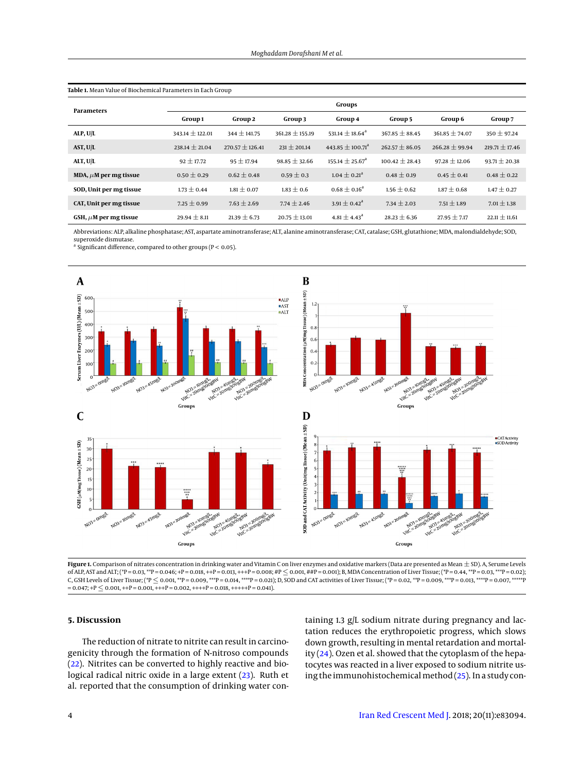**Table 1.** Mean Value of Biochemical Parameters in Each Group

| Parameters | Groups | | | | | | |
|---|---|---|---|---|---|---|---|
| | Group 1 | Group 2 | Group 3 | Group 4 | Group 5 | Group 6 | Group 7 |
| ALP, U/L | 343.14 ± 122.01 | 344 ± 141.75 | 361.28 ± 155.19 | 531.14 ± 18.64[a] | 367.85 ± 88.45 | 361.85 ± 74.07 | 350 ± 97.24 |
| AST, U/L | 238.14 ± 21.04 | 270.57 ± 126.41 | 231 ± 201.14 | 443.85 ± 100.71[a] | 262.57 ± 86.05 | 266.28 ± 99.94 | 219.71 ± 17.46 |
| ALT, U/L | 92 ± 17.72 | 95 ± 17.94 | 98.85 ± 32.66 | 155.14 ± 25.67[a] | 100.42 ± 28.43 | 97.28 ± 12.06 | 93.71 ± 20.38 |
| MDA, $\mu$M per mg tissue | 0.50 ± 0.29 | 0.62 ± 0.48 | 0.59 ± 0.3 | 1.04 ± 0.21[a] | 0.48 ± 0.19 | 0.45 ± 0.41 | 0.48 ± 0.22 |
| SOD, Unit per mg tissue | 1.73 ± 0.44 | 1.81 ± 0.07 | 1.83 ± 0.6 | 0.68 ± 0.16[a] | 1.56 ± 0.62 | 1.87 ± 0.68 | 1.47 ± 0.27 |
| CAT, Unit per mg tissue | 7.25 ± 0.99 | 7.63 ± 2.69 | 7.74 ± 2.46 | 3.91 ± 0.42[a] | 7.34 ± 2.03 | 7.51 ± 1.89 | 7.01 ± 1.38 |
| GSH, $\mu$M per mg tissue | 29.94 ± 8.11 | 21.39 ± 6.73 | 20.75 ± 13.01 | 4.81 ± 4.43[a] | 28.23 ± 6.36 | 27.95 ± 7.17 | 22.11 ± 11.61 |

Abbreviations: ALP, alkaline phosphatase; AST, aspartate aminotransferase; ALT, alanine aminotransferase; CAT, catalase; GSH, glutathione; MDA, malondialdehyde; SOD, superoxide dismutase.

[a] Significant difference, compared to other groups ($P < 0.05$).

**Figure 1.** Comparison of nitrates concentration in drinking water and Vitamin C on liver enzymes and oxidative markers (Data are presented as Mean ± SD). A, Serume Levels of ALP, AST and ALT; (*P = 0.03, **P = 0.046; +P = 0.018, ++P = 0.013, +++P = 0.008; #P ≤ 0.001, ##P = 0.001); B, MDA Concentration of Liver Tissue; (*P = 0.44, **P = 0.03, ***P = 0.02); C, GSH Levels of Liver Tissue; (*P ≤ 0.001, **P = 0.009, ***P = 0.014, ****P = 0.021); D, SOD and CAT activities of Liver Tissue; (*P = 0.02, **P = 0.009, ***P = 0.013, ****P = 0.007, *****P = 0.047; +P ≤ 0.001, ++P = 0.001, +++P = 0.002, ++++P = 0.018, +++++P = 0.041).

## 5. Discussion

The reduction of nitrate to nitrite can result in carcinogenicity through the formation of N-nitroso compounds (22). Nitrites can be converted to highly reactive and biological radical nitric oxide in a large extent (23). Ruth et al. reported that the consumption of drinking water containing 1.3 g/L sodium nitrate during pregnancy and lactation reduces the erythropoietic progress, which slows down growth, resulting in mental retardation and mortality (24). Ozen et al. showed that the cytoplasm of the hepatocytes was reacted in a liver exposed to sodium nitrite using the immunohistochemical method (25). In a study con-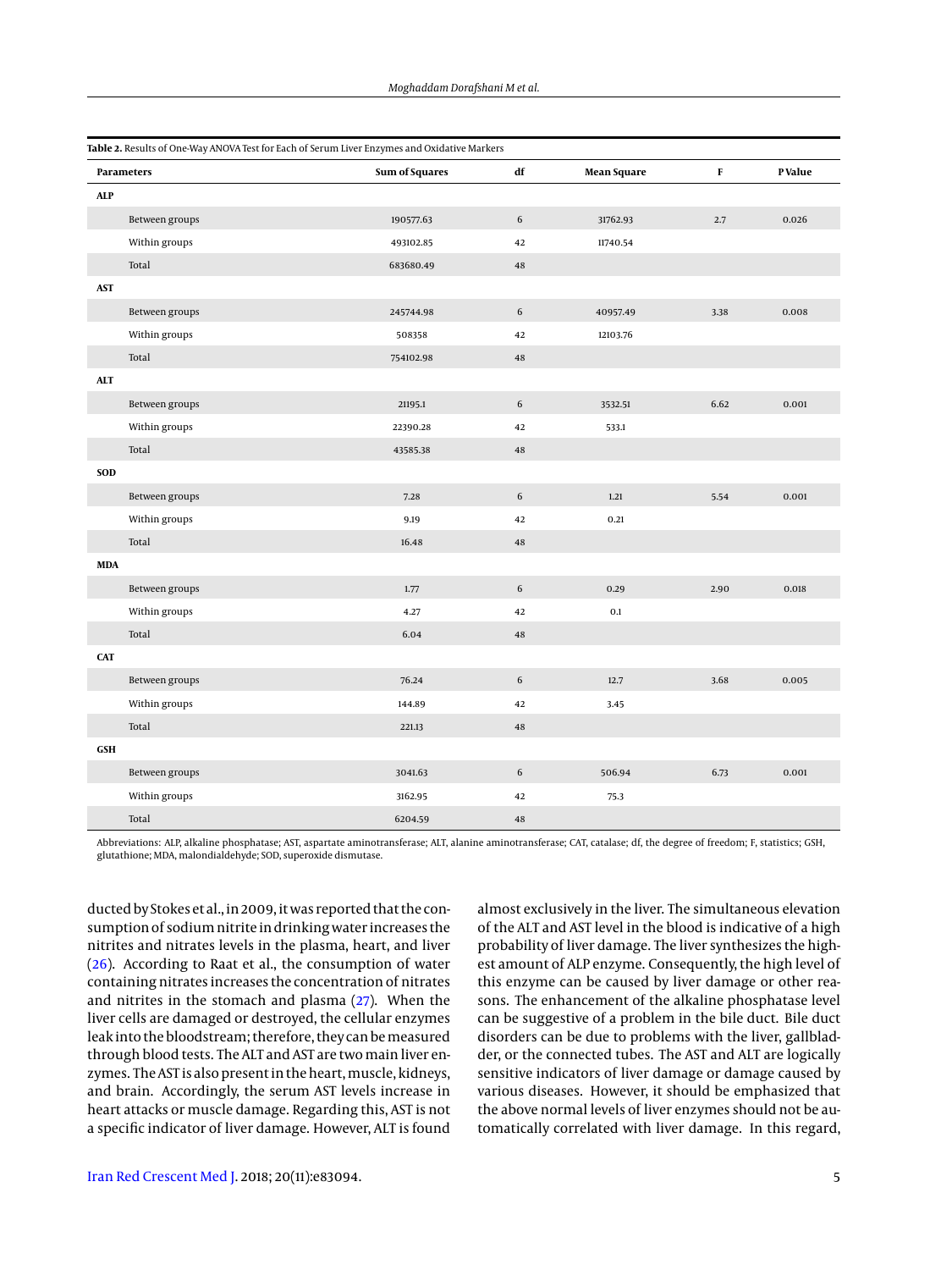**Table 2.** Results of One-Way ANOVA Test for Each of Serum Liver Enzymes and Oxidative Markers

| Parameters | Sum of Squares | df | Mean Square | F | P Value |
|---|---|---|---|---|---|
| **ALP** | | | | | |
| Between groups | 190577.63 | 6 | 31762.93 | 2.7 | 0.026 |
| Within groups | 493102.85 | 42 | 11740.54 | | |
| Total | 683680.49 | 48 | | | |
| **AST** | | | | | |
| Between groups | 245744.98 | 6 | 40957.49 | 3.38 | 0.008 |
| Within groups | 508358 | 42 | 12103.76 | | |
| Total | 754102.98 | 48 | | | |
| **ALT** | | | | | |
| Between groups | 21195.1 | 6 | 3532.51 | 6.62 | 0.001 |
| Within groups | 22390.28 | 42 | 533.1 | | |
| Total | 43585.38 | 48 | | | |
| **SOD** | | | | | |
| Between groups | 7.28 | 6 | 1.21 | 5.54 | 0.001 |
| Within groups | 9.19 | 42 | 0.21 | | |
| Total | 16.48 | 48 | | | |
| **MDA** | | | | | |
| Between groups | 1.77 | 6 | 0.29 | 2.90 | 0.018 |
| Within groups | 4.27 | 42 | 0.1 | | |
| Total | 6.04 | 48 | | | |
| **CAT** | | | | | |
| Between groups | 76.24 | 6 | 12.7 | 3.68 | 0.005 |
| Within groups | 144.89 | 42 | 3.45 | | |
| Total | 221.13 | 48 | | | |
| **GSH** | | | | | |
| Between groups | 3041.63 | 6 | 506.94 | 6.73 | 0.001 |
| Within groups | 3162.95 | 42 | 75.3 | | |
| Total | 6204.59 | 48 | | | |

Abbreviations: ALP, alkaline phosphatase; AST, aspartate aminotransferase; ALT, alanine aminotransferase; CAT, catalase; df, the degree of freedom; F, statistics; GSH, glutathione; MDA, malondialdehyde; SOD, superoxide dismutase.

ducted by Stokes et al., in 2009, it was reported that the consumption of sodium nitrite in drinking water increases the nitrites and nitrates levels in the plasma, heart, and liver (26). According to Raat et al., the consumption of water containing nitrates increases the concentration of nitrates and nitrites in the stomach and plasma (27). When the liver cells are damaged or destroyed, the cellular enzymes leak into the bloodstream; therefore, they can be measured through blood tests. The ALT and AST are two main liver enzymes. The AST is also present in the heart, muscle, kidneys, and brain. Accordingly, the serum AST levels increase in heart attacks or muscle damage. Regarding this, AST is not a specific indicator of liver damage. However, ALT is found almost exclusively in the liver. The simultaneous elevation of the ALT and AST level in the blood is indicative of a high probability of liver damage. The liver synthesizes the highest amount of ALP enzyme. Consequently, the high level of this enzyme can be caused by liver damage or other reasons. The enhancement of the alkaline phosphatase level can be suggestive of a problem in the bile duct. Bile duct disorders can be due to problems with the liver, gallbladder, or the connected tubes. The AST and ALT are logically sensitive indicators of liver damage or damage caused by various diseases. However, it should be emphasized that the above normal levels of liver enzymes should not be automatically correlated with liver damage. In this regard,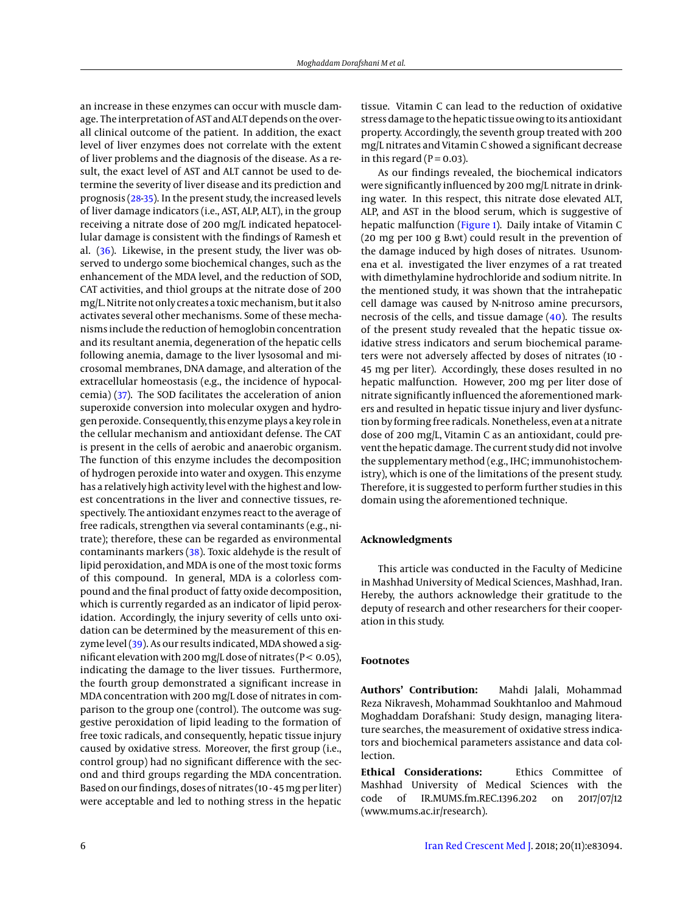an increase in these enzymes can occur with muscle damage. The interpretation of AST and ALT depends on the overall clinical outcome of the patient. In addition, the exact level of liver enzymes does not correlate with the extent of liver problems and the diagnosis of the disease. As a result, the exact level of AST and ALT cannot be used to determine the severity of liver disease and its prediction and prognosis (28-35). In the present study, the increased levels of liver damage indicators (i.e., AST, ALP, ALT), in the group receiving a nitrate dose of 200 mg/L indicated hepatocellular damage is consistent with the findings of Ramesh et al. (36). Likewise, in the present study, the liver was observed to undergo some biochemical changes, such as the enhancement of the MDA level, and the reduction of SOD, CAT activities, and thiol groups at the nitrate dose of 200 mg/L. Nitrite not only creates a toxic mechanism, but it also activates several other mechanisms. Some of these mechanisms include the reduction of hemoglobin concentration and its resultant anemia, degeneration of the hepatic cells following anemia, damage to the liver lysosomal and microsomal membranes, DNA damage, and alteration of the extracellular homeostasis (e.g., the incidence of hypocalcemia) (37). The SOD facilitates the acceleration of anion superoxide conversion into molecular oxygen and hydrogen peroxide. Consequently, this enzyme plays a key role in the cellular mechanism and antioxidant defense. The CAT is present in the cells of aerobic and anaerobic organism. The function of this enzyme includes the decomposition of hydrogen peroxide into water and oxygen. This enzyme has a relatively high activity level with the highest and lowest concentrations in the liver and connective tissues, respectively. The antioxidant enzymes react to the average of free radicals, strengthen via several contaminants (e.g., nitrate); therefore, these can be regarded as environmental contaminants markers (38). Toxic aldehyde is the result of lipid peroxidation, and MDA is one of the most toxic forms of this compound. In general, MDA is a colorless compound and the final product of fatty oxide decomposition, which is currently regarded as an indicator of lipid peroxidation. Accordingly, the injury severity of cells unto oxidation can be determined by the measurement of this enzyme level (39). As our results indicated, MDA showed a significant elevation with 200 mg/L dose of nitrates ($P < 0.05$), indicating the damage to the liver tissues. Furthermore, the fourth group demonstrated a significant increase in MDA concentration with 200 mg/L dose of nitrates in comparison to the group one (control). The outcome was suggestive peroxidation of lipid leading to the formation of free toxic radicals, and consequently, hepatic tissue injury caused by oxidative stress. Moreover, the first group (i.e., control group) had no significant difference with the second and third groups regarding the MDA concentration. Based on our findings, doses of nitrates (10 - 45 mg per liter) were acceptable and led to nothing stress in the hepatic tissue. Vitamin C can lead to the reduction of oxidative stress damage to the hepatic tissue owing to its antioxidant property. Accordingly, the seventh group treated with 200 mg/L nitrates and Vitamin C showed a significant decrease in this regard ($P = 0.03$).

As our findings revealed, the biochemical indicators were significantly influenced by 200 mg/L nitrate in drinking water. In this respect, this nitrate dose elevated ALT, ALP, and AST in the blood serum, which is suggestive of hepatic malfunction (Figure 1). Daily intake of Vitamin C (20 mg per 100 g B.wt) could result in the prevention of the damage induced by high doses of nitrates. Usunomena et al. investigated the liver enzymes of a rat treated with dimethylamine hydrochloride and sodium nitrite. In the mentioned study, it was shown that the intrahepatic cell damage was caused by N-nitroso amine precursors, necrosis of the cells, and tissue damage (40). The results of the present study revealed that the hepatic tissue oxidative stress indicators and serum biochemical parameters were not adversely affected by doses of nitrates (10 - 45 mg per liter). Accordingly, these doses resulted in no hepatic malfunction. However, 200 mg per liter dose of nitrate significantly influenced the aforementioned markers and resulted in hepatic tissue injury and liver dysfunction by forming free radicals. Nonetheless, even at a nitrate dose of 200 mg/L, Vitamin C as an antioxidant, could prevent the hepatic damage. The current study did not involve the supplementary method (e.g., IHC; immunohistochemistry), which is one of the limitations of the present study. Therefore, it is suggested to perform further studies in this domain using the aforementioned technique.

## Acknowledgments

This article was conducted in the Faculty of Medicine in Mashhad University of Medical Sciences, Mashhad, Iran. Hereby, the authors acknowledge their gratitude to the deputy of research and other researchers for their cooperation in this study.

## Footnotes

**Authors' Contribution:** Mahdi Jalali, Mohammad Reza Nikravesh, Mohammad Soukhtanloo and Mahmoud Moghaddam Dorafshani: Study design, managing literature searches, the measurement of oxidative stress indicators and biochemical parameters assistance and data collection.

**Ethical Considerations:** Ethics Committee of Mashhad University of Medical Sciences with the code of IR.MUMS.fm.REC.1396.202 on 2017/07/12 (www.mums.ac.ir/research).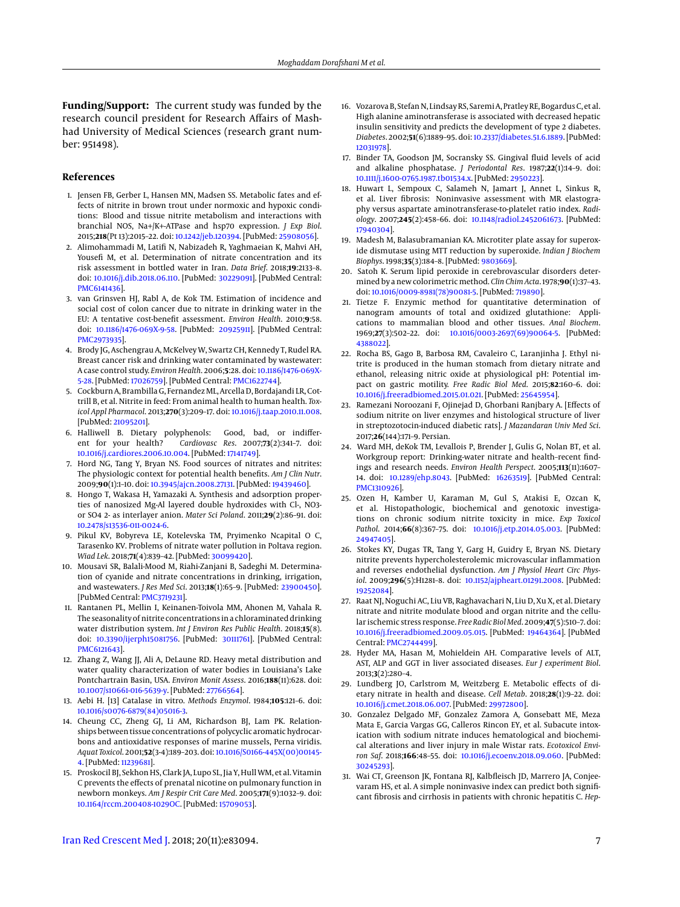**Funding/Support:** The current study was funded by the research council president for Research Affairs of Mashhad University of Medical Sciences (research grant number: 951498).

## References

1. Jensen FB, Gerber L, Hansen MN, Madsen SS. Metabolic fates and effects of nitrite in brown trout under normoxic and hypoxic conditions: Blood and tissue nitrite metabolism and interactions with branchial NOS, Na+/K+-ATPase and hsp70 expression. *J Exp Biol*. 2015;**218**(Pt 13):2015–22. doi: 10.1242/jeb.120394. [PubMed: 25908056].
2. Alimohammadi M, Latifi N, Nabizadeh R, Yaghmaeian K, Mahvi AH, Yousefi M, et al. Determination of nitrate concentration and its risk assessment in bottled water in Iran. *Data Brief*. 2018;**19**:2133–8. doi: 10.1016/j.dib.2018.06.110. [PubMed: 30229091]. [PubMed Central: PMC6141436].
3. van Grinsven HJ, Rabl A, de Kok TM. Estimation of incidence and social cost of colon cancer due to nitrate in drinking water in the EU: A tentative cost-benefit assessment. *Environ Health*. 2010;**9**:58. doi: 10.1186/1476-069X-9-58. [PubMed: 20925911]. [PubMed Central: PMC2973935].
4. Brody JG, Aschengrau A, McKelvey W, Swartz CH, Kennedy T, Rudel RA. Breast cancer risk and drinking water contaminated by wastewater: A case control study. *Environ Health*. 2006;**5**:28. doi: 10.1186/1476-069X-5-28. [PubMed: 17026759]. [PubMed Central: PMC1622744].
5. Cockburn A, Brambilla G, Fernandez ML, Arcella D, Bordajandi LR, Cottrill B, et al. Nitrite in feed: From animal health to human health. *Toxicol Appl Pharmacol*. 2013;**270**(3):209–17. doi: 10.1016/j.taap.2010.11.008. [PubMed: 21095201].
6. Halliwell B. Dietary polyphenols: Good, bad, or indifferent for your health? *Cardiovasc Res*. 2007;**73**(2):341–7. doi: 10.1016/j.cardiores.2006.10.004. [PubMed: 17141749].
7. Hord NG, Tang Y, Bryan NS. Food sources of nitrates and nitrites: The physiologic context for potential health benefits. *Am J Clin Nutr*. 2009;**90**(1):1–10. doi: 10.3945/ajcn.2008.27131. [PubMed: 19439460].
8. Hongo T, Wakasa H, Yamazaki A. Synthesis and adsorption properties of nanosized Mg-Al layered double hydroxides with Cl-, NO3- or SO4 2- as interlayer anion. *Mater Sci Poland*. 2011;**29**(2):86–91. doi: 10.2478/s13536-011-0024-6.
9. Pikul KV, Bobyreva LE, Kotelevska TM, Pryimenko Ncapital O C, Tarasenko KV. Problems of nitrate water pollution in Poltava region. *Wiad Lek*. 2018;**71**(4):839–42. [PubMed: 30099420].
10. Mousavi SR, Balali-Mood M, Riahi-Zanjani B, Sadeghi M. Determination of cyanide and nitrate concentrations in drinking, irrigation, and wastewaters. *J Res Med Sci*. 2013;**18**(1):65–9. [PubMed: 23900450]. [PubMed Central: PMC3719231].
11. Rantanen PL, Mellin I, Keinanen-Toivola MM, Ahonen M, Vahala R. The seasonality of nitrite concentrations in a chloraminated drinking water distribution system. *Int J Environ Res Public Health*. 2018;**15**(8). doi: 10.3390/ijerph15081756. [PubMed: 30111761]. [PubMed Central: PMC6121643].
12. Zhang Z, Wang JJ, Ali A, DeLaune RD. Heavy metal distribution and water quality characterization of water bodies in Louisiana's Lake Pontchartrain Basin, USA. *Environ Monit Assess*. 2016;**188**(11):628. doi: 10.1007/s10661-016-5639-y. [PubMed: 27766564].
13. Aebi H. [13] Catalase in vitro. *Methods Enzymol*. 1984;**105**:121–6. doi: 10.1016/s0076-6879(84)05016-3.
14. Cheung CC, Zheng GJ, Li AM, Richardson BJ, Lam PK. Relationships between tissue concentrations of polycyclic aromatic hydrocarbons and antioxidative responses of marine mussels, Perna viridis. *Aquat Toxicol*. 2001;**52**(3-4):189–203. doi: 10.1016/S0166-445X(00)00145-4. [PubMed: 11239681].
15. Proskocil BJ, Sekhon HS, Clark JA, Lupo SL, Jia Y, Hull WM, et al. Vitamin C prevents the effects of prenatal nicotine on pulmonary function in newborn monkeys. *Am J Respir Crit Care Med*. 2005;**171**(9):1032–9. doi: 10.1164/rccm.200408-1029OC. [PubMed: 15709053].
16. Vozarova B, Stefan N, Lindsay RS, Saremi A, Pratley RE, Bogardus C, et al. High alanine aminotransferase is associated with decreased hepatic insulin sensitivity and predicts the development of type 2 diabetes. *Diabetes*. 2002;**51**(6):1889–95. doi: 10.2337/diabetes.51.6.1889. [PubMed: 12031978].
17. Binder TA, Goodson JM, Socransky SS. Gingival fluid levels of acid and alkaline phosphatase. *J Periodontal Res*. 1987;**22**(1):14–9. doi: 10.1111/j.1600-0765.1987.tb01534.x. [PubMed: 2950223].
18. Huwart L, Sempoux C, Salameh N, Jamart J, Annet L, Sinkus R, et al. Liver fibrosis: Noninvasive assessment with MR elastography versus aspartate aminotransferase-to-platelet ratio index. *Radiology*. 2007;**245**(2):458–66. doi: 10.1148/radiol.2452061673. [PubMed: 17940304].
19. Madesh M, Balasubramanian KA. Microtiter plate assay for superoxide dismutase using MTT reduction by superoxide. *Indian J Biochem Biophys*. 1998;**35**(3):184–8. [PubMed: 9803669].
20. Satoh K. Serum lipid peroxide in cerebrovascular disorders determined by a new colorimetric method. *Clin Chim Acta*. 1978;**90**(1):37–43. doi: 10.1016/0009-8981(78)90081-5. [PubMed: 719890].
21. Tietze F. Enzymic method for quantitative determination of nanogram amounts of total and oxidized glutathione: Applications to mammalian blood and other tissues. *Anal Biochem*. 1969;**27**(3):502–22. doi: 10.1016/0003-2697(69)90064-5. [PubMed: 4388022].
22. Rocha BS, Gago B, Barbosa RM, Cavaleiro C, Laranjinha J. Ethyl nitrite is produced in the human stomach from dietary nitrate and ethanol, releasing nitric oxide at physiological pH: Potential impact on gastric motility. *Free Radic Biol Med*. 2015;**82**:160–6. doi: 10.1016/j.freeradbiomed.2015.01.021. [PubMed: 25645954].
23. Ramezani Noroozani F, Ojinejad D, Ghorbani Ranjbary A. [Effects of sodium nitrite on liver enzymes and histological structure of liver in streptozotocin-induced diabetic rats]. *J Mazandaran Univ Med Sci*. 2017;**26**(144):171–9. Persian.
24. Ward MH, deKok TM, Levallois P, Brender J, Gulis G, Nolan BT, et al. Workgroup report: Drinking-water nitrate and health–recent findings and research needs. *Environ Health Perspect*. 2005;**113**(11):1607–14. doi: 10.1289/ehp.8043. [PubMed: 16263519]. [PubMed Central: PMC1310926].
25. Ozen H, Kamber U, Karaman M, Gul S, Atakisi E, Ozcan K, et al. Histopathologic, biochemical and genotoxic investigations on chronic sodium nitrite toxicity in mice. *Exp Toxicol Pathol*. 2014;**66**(8):367–75. doi: 10.1016/j.etp.2014.05.003. [PubMed: 24947405].
26. Stokes KY, Dugas TR, Tang Y, Garg H, Guidry E, Bryan NS. Dietary nitrite prevents hypercholesterolemic microvascular inflammation and reverses endothelial dysfunction. *Am J Physiol Heart Circ Physiol*. 2009;**296**(5):H1281–8. doi: 10.1152/ajpheart.01291.2008. [PubMed: 19252084].
27. Raat NJ, Noguchi AC, Liu VB, Raghavachari N, Liu D, Xu X, et al. Dietary nitrate and nitrite modulate blood and organ nitrite and the cellular ischemic stress response. *Free Radic Biol Med*. 2009;**47**(5):510–7. doi: 10.1016/j.freeradbiomed.2009.05.015. [PubMed: 19464364]. [PubMed Central: PMC2744499].
28. Hyder MA, Hasan M, Mohieldein AH. Comparative levels of ALT, AST, ALP and GGT in liver associated diseases. *Eur J experiment Biol*. 2013;**3**(2):280–4.
29. Lundberg JO, Carlstrom M, Weitzberg E. Metabolic effects of dietary nitrate in health and disease. *Cell Metab*. 2018;**28**(1):9–22. doi: 10.1016/j.cmet.2018.06.007. [PubMed: 29972800].
30. Gonzalez Delgado MF, Gonzalez Zamora A, Gonsebatt ME, Meza Mata E, Garcia Vargas GG, Calleros Rincon EY, et al. Subacute intoxication with sodium nitrate induces hematological and biochemical alterations and liver injury in male Wistar rats. *Ecotoxicol Environ Saf*. 2018;**166**:48–55. doi: 10.1016/j.ecoenv.2018.09.060. [PubMed: 30245293].
31. Wai CT, Greenson JK, Fontana RJ, Kalbfleisch JD, Marrero JA, Conjeevaram HS, et al. A simple noninvasive index can predict both significant fibrosis and cirrhosis in patients with chronic hepatitis C. *Hep-*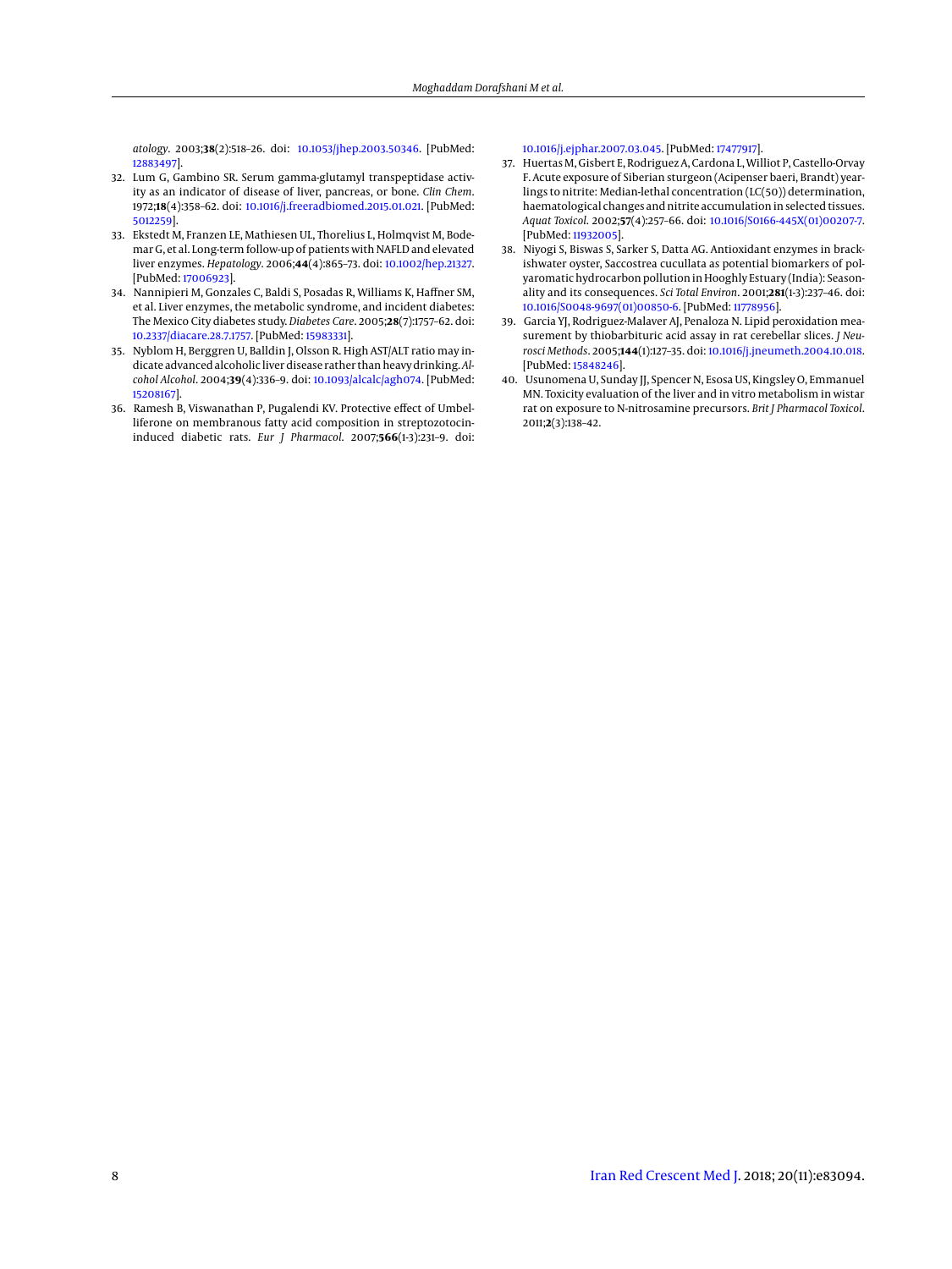*atology*. 2003;**38**(2):518–26. doi: 10.1053/jhep.2003.50346. [PubMed: 12883497].

32. Lum G, Gambino SR. Serum gamma-glutamyl transpeptidase activity as an indicator of disease of liver, pancreas, or bone. *Clin Chem*. 1972;**18**(4):358–62. doi: 10.1016/j.freeradbiomed.2015.01.021. [PubMed: 5012259].
33. Ekstedt M, Franzen LE, Mathiesen UL, Thorelius L, Holmqvist M, Bodemar G, et al. Long-term follow-up of patients with NAFLD and elevated liver enzymes. *Hepatology*. 2006;**44**(4):865–73. doi: 10.1002/hep.21327. [PubMed: 17006923].
34. Nannipieri M, Gonzales C, Baldi S, Posadas R, Williams K, Haffner SM, et al. Liver enzymes, the metabolic syndrome, and incident diabetes: The Mexico City diabetes study. *Diabetes Care*. 2005;**28**(7):1757–62. doi: 10.2337/diacare.28.7.1757. [PubMed: 15983331].
35. Nyblom H, Berggren U, Balldin J, Olsson R. High AST/ALT ratio may indicate advanced alcoholic liver disease rather than heavy drinking. *Alcohol Alcohol*. 2004;**39**(4):336–9. doi: 10.1093/alcalc/agh074. [PubMed: 15208167].
36. Ramesh B, Viswanathan P, Pugalendi KV. Protective effect of Umbelliferone on membranous fatty acid composition in streptozotocin-induced diabetic rats. *Eur J Pharmacol*. 2007;**566**(1-3):231–9. doi: 10.1016/j.ejphar.2007.03.045. [PubMed: 17477917].
37. Huertas M, Gisbert E, Rodriguez A, Cardona L, Williot P, Castello-Orvay F. Acute exposure of Siberian sturgeon (Acipenser baeri, Brandt) yearlings to nitrite: Median-lethal concentration (LC(50)) determination, haematological changes and nitrite accumulation in selected tissues. *Aquat Toxicol*. 2002;**57**(4):257–66. doi: 10.1016/S0166-445X(01)00207-7. [PubMed: 11932005].
38. Niyogi S, Biswas S, Sarker S, Datta AG. Antioxidant enzymes in brackishwater oyster, Saccostrea cucullata as potential biomarkers of polyaromatic hydrocarbon pollution in Hooghly Estuary (India): Seasonality and its consequences. *Sci Total Environ*. 2001;**281**(1-3):237–46. doi: 10.1016/S0048-9697(01)00850-6. [PubMed: 11778956].
39. Garcia YJ, Rodriguez-Malaver AJ, Penaloza N. Lipid peroxidation measurement by thiobarbituric acid assay in rat cerebellar slices. *J Neurosci Methods*. 2005;**144**(1):127–35. doi: 10.1016/j.jneumeth.2004.10.018. [PubMed: 15848246].
40. Usunomena U, Sunday JJ, Spencer N, Esosa US, Kingsley O, Emmanuel MN. Toxicity evaluation of the liver and in vitro metabolism in wistar rat on exposure to N-nitrosamine precursors. *Brit J Pharmacol Toxicol*. 2011;**2**(3):138–42.